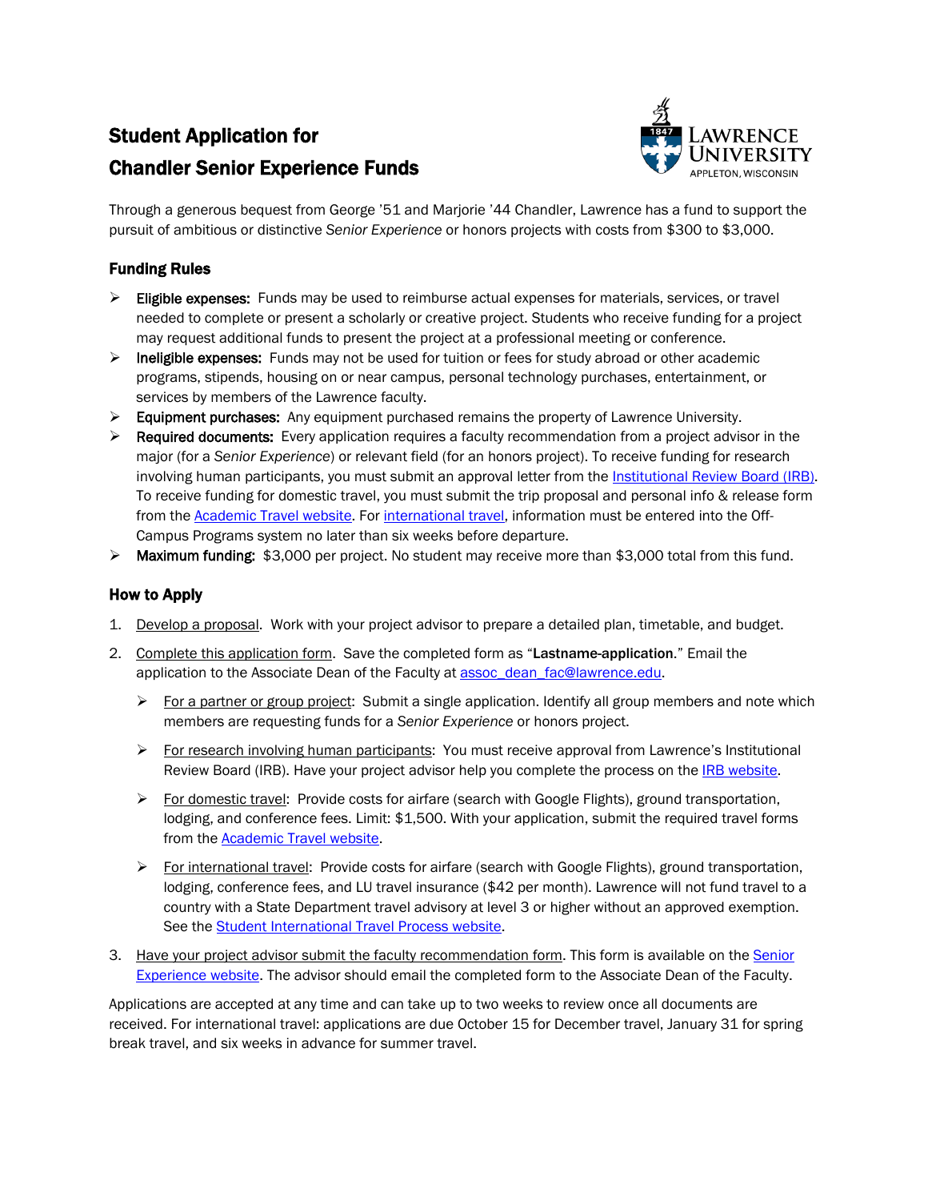# Student Application for Chandler Senior Experience Funds

Through a generous bequest from George '51 and Marjorie '44 Chandler, Lawrence has a fund to support the pursuit of ambitious or distinctive *Senior Experience* or honors projects with costs from $300 to $3,000.

## Funding Rules

- **Eligible expenses:** Funds may be used to reimburse actual expenses for materials, services, or travel needed to complete or present a scholarly or creative project. Students who receive funding for a project may request additional funds to present the project at a professional meeting or conference.
- **Ineligible expenses:** Funds may not be used for tuition or fees for study abroad or other academic programs, stipends, housing on or near campus, personal technology purchases, entertainment, or services by members of the Lawrence faculty.
- **Equipment purchases:** Any equipment purchased remains the property of Lawrence University.
- **Required documents:** Every application requires a faculty recommendation from a project advisor in the major (for a *Senior Experience*) or relevant field (for an honors project). To receive funding for research involving human participants, you must submit an approval letter from the Institutional Review Board (IRB). To receive funding for domestic travel, you must submit the trip proposal and personal info & release form from the Academic Travel website. For international travel, information must be entered into the Off-Campus Programs system no later than six weeks before departure.
- **Maximum funding:** $3,000 per project. No student may receive more than $3,000 total from this fund.

## How to Apply

1. Develop a proposal. Work with your project advisor to prepare a detailed plan, timetable, and budget.
2. Complete this application form. Save the completed form as "**Lastname-application**." Email the application to the Associate Dean of the Faculty at assoc_dean_fac@lawrence.edu.
   - For a partner or group project: Submit a single application. Identify all group members and note which members are requesting funds for a *Senior Experience* or honors project.
   - For research involving human participants: You must receive approval from Lawrence's Institutional Review Board (IRB). Have your project advisor help you complete the process on the IRB website.
   - For domestic travel: Provide costs for airfare (search with Google Flights), ground transportation, lodging, and conference fees. Limit: $1,500. With your application, submit the required travel forms from the Academic Travel website.
   - For international travel: Provide costs for airfare (search with Google Flights), ground transportation, lodging, conference fees, and LU travel insurance ($42 per month). Lawrence will not fund travel to a country with a State Department travel advisory at level 3 or higher without an approved exemption. See the Student International Travel Process website.
3. Have your project advisor submit the faculty recommendation form. This form is available on the Senior Experience website. The advisor should email the completed form to the Associate Dean of the Faculty.

Applications are accepted at any time and can take up to two weeks to review once all documents are received. For international travel: applications are due October 15 for December travel, January 31 for spring break travel, and six weeks in advance for summer travel.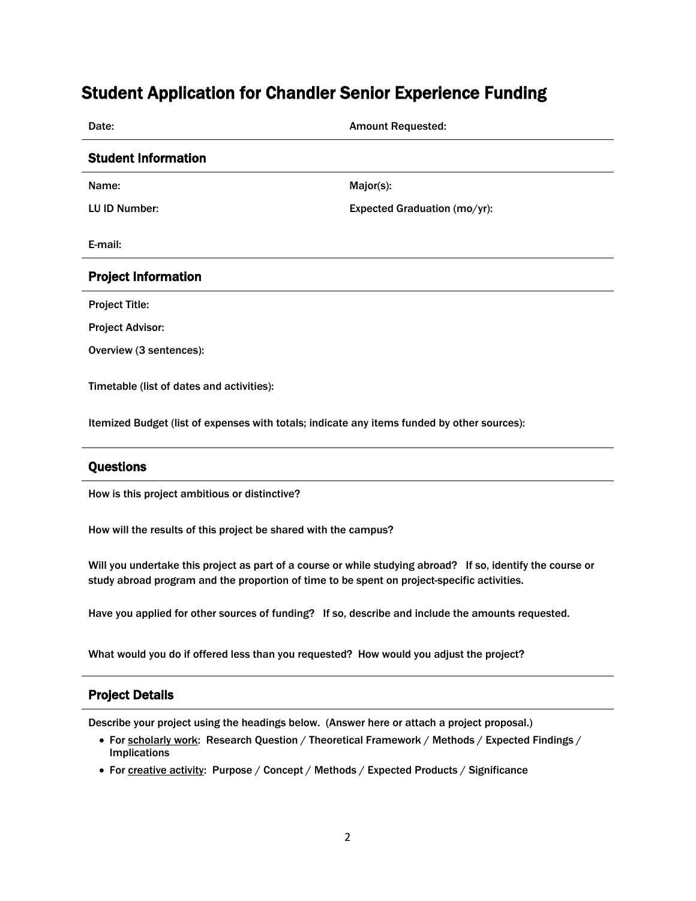# Student Application for Chandler Senior Experience Funding

Date:

Amount Requested:

## Student Information

Name:

Major(s):

LU ID Number:

Expected Graduation (mo/yr):

E-mail:

## Project Information

Project Title:

Project Advisor:

Overview (3 sentences):

Timetable (list of dates and activities):

Itemized Budget (list of expenses with totals; indicate any items funded by other sources):

## Questions

How is this project ambitious or distinctive?

How will the results of this project be shared with the campus?

Will you undertake this project as part of a course or while studying abroad? If so, identify the course or study abroad program and the proportion of time to be spent on project-specific activities.

Have you applied for other sources of funding? If so, describe and include the amounts requested.

What would you do if offered less than you requested? How would you adjust the project?

## Project Details

Describe your project using the headings below. (Answer here or attach a project proposal.)

- For scholarly work: Research Question / Theoretical Framework / Methods / Expected Findings / Implications
- For creative activity: Purpose / Concept / Methods / Expected Products / Significance